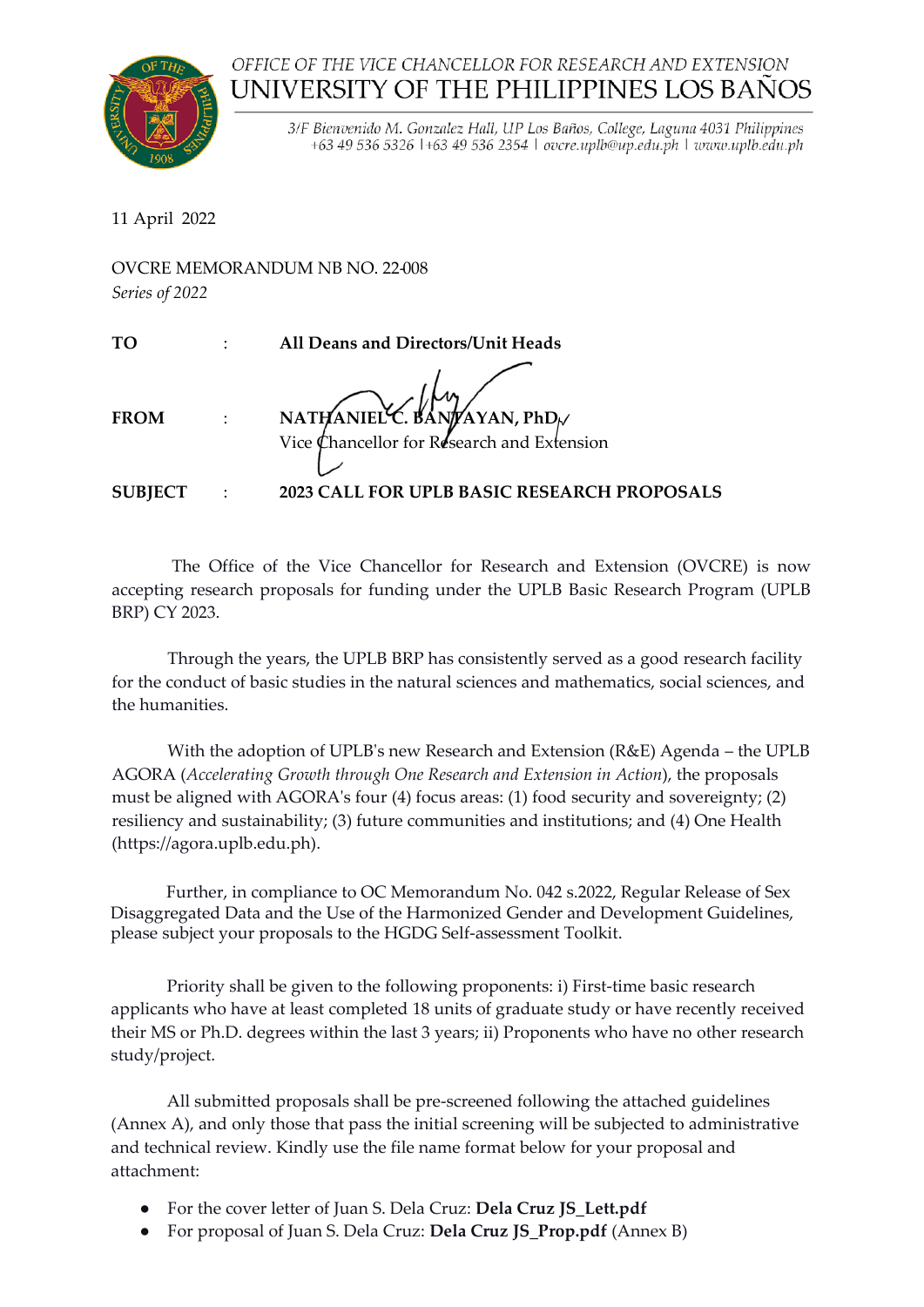OFFICE OF THE VICE CHANCELLOR FOR RESEARCH AND EXTENSION
UNIVERSITY OF THE PHILIPPINES LOS BAÑOS

*3/F Bienvenido M. Gonzalez Hall, UP Los Baños, College, Laguna 4031 Philippines*
*+63 49 536 5326 | +63 49 536 2354 | ovcre.uplb@up.edu.ph | www.uplb.edu.ph*

11 April 2022

OVCRE MEMORANDUM NB NO. 22-008
*Series of 2022*

**TO** : **All Deans and Directors/Unit Heads**

**FROM** : **NATHANIEL C. BANTAYAN, PhD**
Vice Chancellor for Research and Extension

**SUBJECT** : **2023 CALL FOR UPLB BASIC RESEARCH PROPOSALS**

The Office of the Vice Chancellor for Research and Extension (OVCRE) is now accepting research proposals for funding under the UPLB Basic Research Program (UPLB BRP) CY 2023.

Through the years, the UPLB BRP has consistently served as a good research facility for the conduct of basic studies in the natural sciences and mathematics, social sciences, and the humanities.

With the adoption of UPLB's new Research and Extension (R&E) Agenda – the UPLB AGORA (*Accelerating Growth through One Research and Extension in Action*), the proposals must be aligned with AGORA's four (4) focus areas: (1) food security and sovereignty; (2) resiliency and sustainability; (3) future communities and institutions; and (4) One Health (https://agora.uplb.edu.ph).

Further, in compliance to OC Memorandum No. 042 s.2022, Regular Release of Sex Disaggregated Data and the Use of the Harmonized Gender and Development Guidelines, please subject your proposals to the HGDG Self-assessment Toolkit.

Priority shall be given to the following proponents: i) First-time basic research applicants who have at least completed 18 units of graduate study or have recently received their MS or Ph.D. degrees within the last 3 years; ii) Proponents who have no other research study/project.

All submitted proposals shall be pre-screened following the attached guidelines (Annex A), and only those that pass the initial screening will be subjected to administrative and technical review. Kindly use the file name format below for your proposal and attachment:

- For the cover letter of Juan S. Dela Cruz: **Dela Cruz JS_Lett.pdf**
- For proposal of Juan S. Dela Cruz: **Dela Cruz JS_Prop.pdf** (Annex B)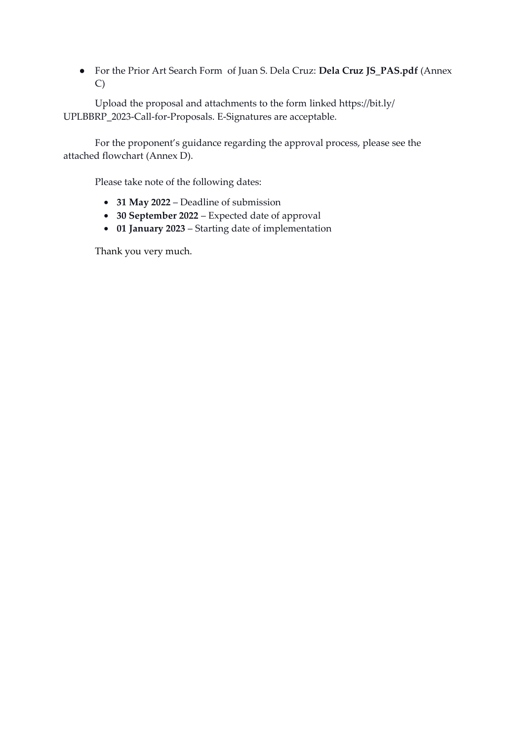- For the Prior Art Search Form of Juan S. Dela Cruz: **Dela Cruz JS_PAS.pdf** (Annex C)

Upload the proposal and attachments to the form linked https://bit.ly/UPLBBRP_2023-Call-for-Proposals. E-Signatures are acceptable.

For the proponent's guidance regarding the approval process, please see the attached flowchart (Annex D).

Please take note of the following dates:

- **31 May 2022** – Deadline of submission
- **30 September 2022** – Expected date of approval
- **01 January 2023** – Starting date of implementation

Thank you very much.